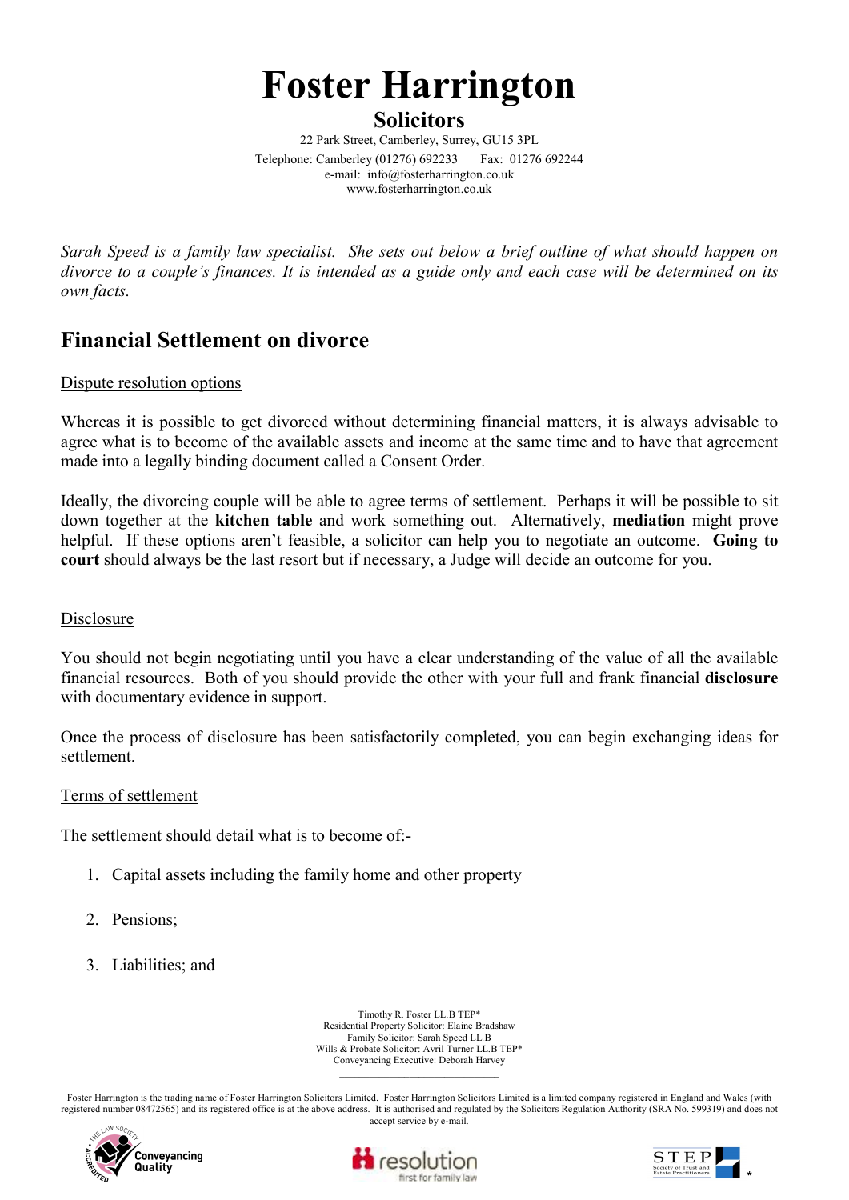# Foster Harrington

## Solicitors

22 Park Street, Camberley, Surrey, GU15 3PL
Telephone: Camberley (01276) 692233 Fax: 01276 692244
e-mail: info@fosterharrington.co.uk
www.fosterharrington.co.uk

*Sarah Speed is a family law specialist. She sets out below a brief outline of what should happen on divorce to a couple's finances. It is intended as a guide only and each case will be determined on its own facts.*

## Financial Settlement on divorce

Dispute resolution options

Whereas it is possible to get divorced without determining financial matters, it is always advisable to agree what is to become of the available assets and income at the same time and to have that agreement made into a legally binding document called a Consent Order.

Ideally, the divorcing couple will be able to agree terms of settlement. Perhaps it will be possible to sit down together at the **kitchen table** and work something out. Alternatively, **mediation** might prove helpful. If these options aren't feasible, a solicitor can help you to negotiate an outcome. **Going to court** should always be the last resort but if necessary, a Judge will decide an outcome for you.

Disclosure

You should not begin negotiating until you have a clear understanding of the value of all the available financial resources. Both of you should provide the other with your full and frank financial **disclosure** with documentary evidence in support.

Once the process of disclosure has been satisfactorily completed, you can begin exchanging ideas for settlement.

Terms of settlement

The settlement should detail what is to become of:-

1. Capital assets including the family home and other property
2. Pensions;
3. Liabilities; and

Timothy R. Foster LL.B TEP*
Residential Property Solicitor: Elaine Bradshaw
Family Solicitor: Sarah Speed LL.B
Wills & Probate Solicitor: Avril Turner LL.B TEP*
Conveyancing Executive: Deborah Harvey

Foster Harrington is the trading name of Foster Harrington Solicitors Limited. Foster Harrington Solicitors Limited is a limited company registered in England and Wales (with registered number 08472565) and its registered office is at the above address. It is authorised and regulated by the Solicitors Regulation Authority (SRA No. 599319) and does not accept service by e-mail.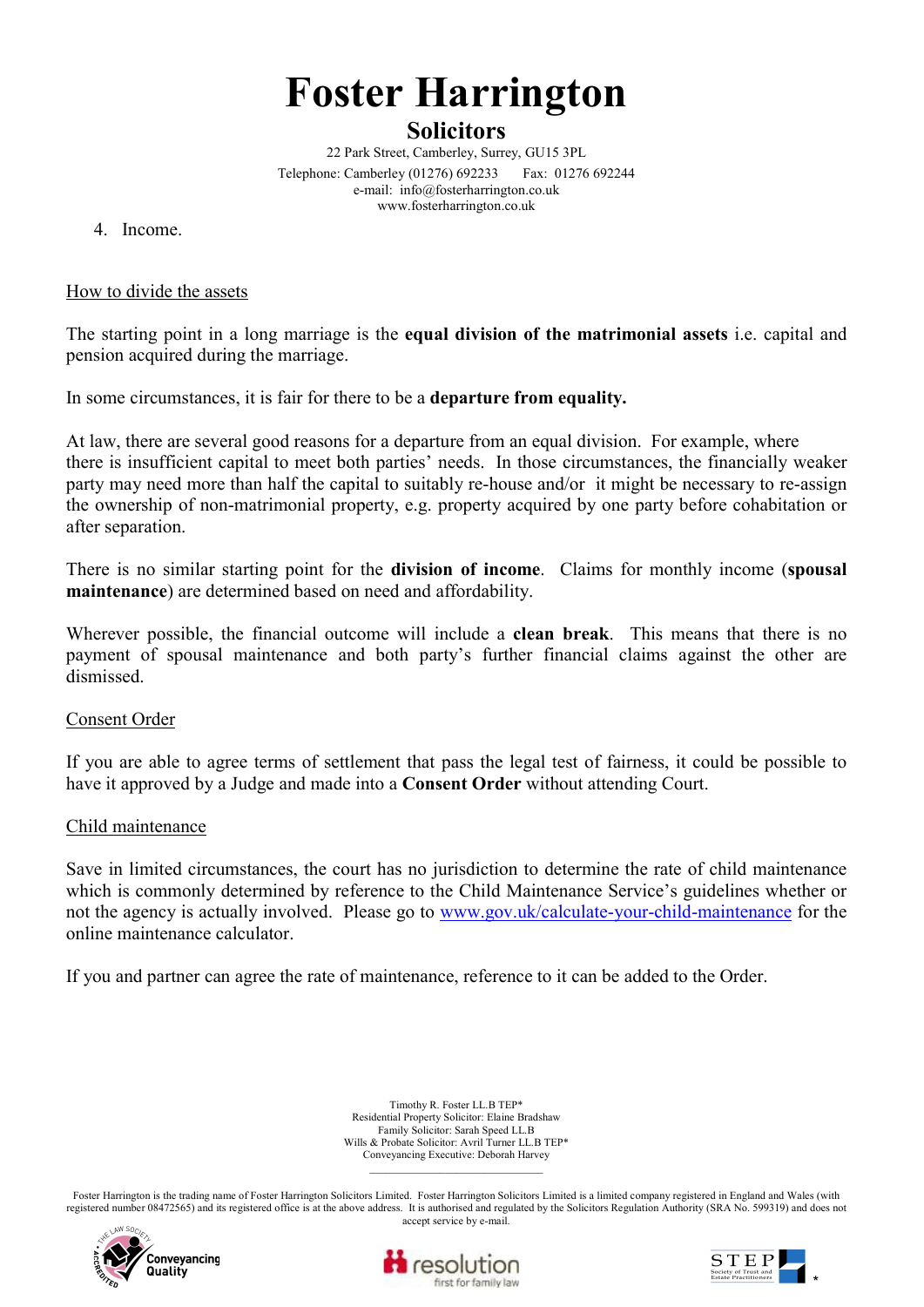4. Income.

How to divide the assets

The starting point in a long marriage is the **equal division of the matrimonial assets** i.e. capital and pension acquired during the marriage.

In some circumstances, it is fair for there to be a **departure from equality.**

At law, there are several good reasons for a departure from an equal division. For example, where there is insufficient capital to meet both parties' needs. In those circumstances, the financially weaker party may need more than half the capital to suitably re-house and/or it might be necessary to re-assign the ownership of non-matrimonial property, e.g. property acquired by one party before cohabitation or after separation.

There is no similar starting point for the **division of income**. Claims for monthly income (**spousal maintenance**) are determined based on need and affordability.

Wherever possible, the financial outcome will include a **clean break**. This means that there is no payment of spousal maintenance and both party's further financial claims against the other are dismissed.

Consent Order

If you are able to agree terms of settlement that pass the legal test of fairness, it could be possible to have it approved by a Judge and made into a **Consent Order** without attending Court.

Child maintenance

Save in limited circumstances, the court has no jurisdiction to determine the rate of child maintenance which is commonly determined by reference to the Child Maintenance Service's guidelines whether or not the agency is actually involved. Please go to www.gov.uk/calculate-your-child-maintenance for the online maintenance calculator.

If you and partner can agree the rate of maintenance, reference to it can be added to the Order.